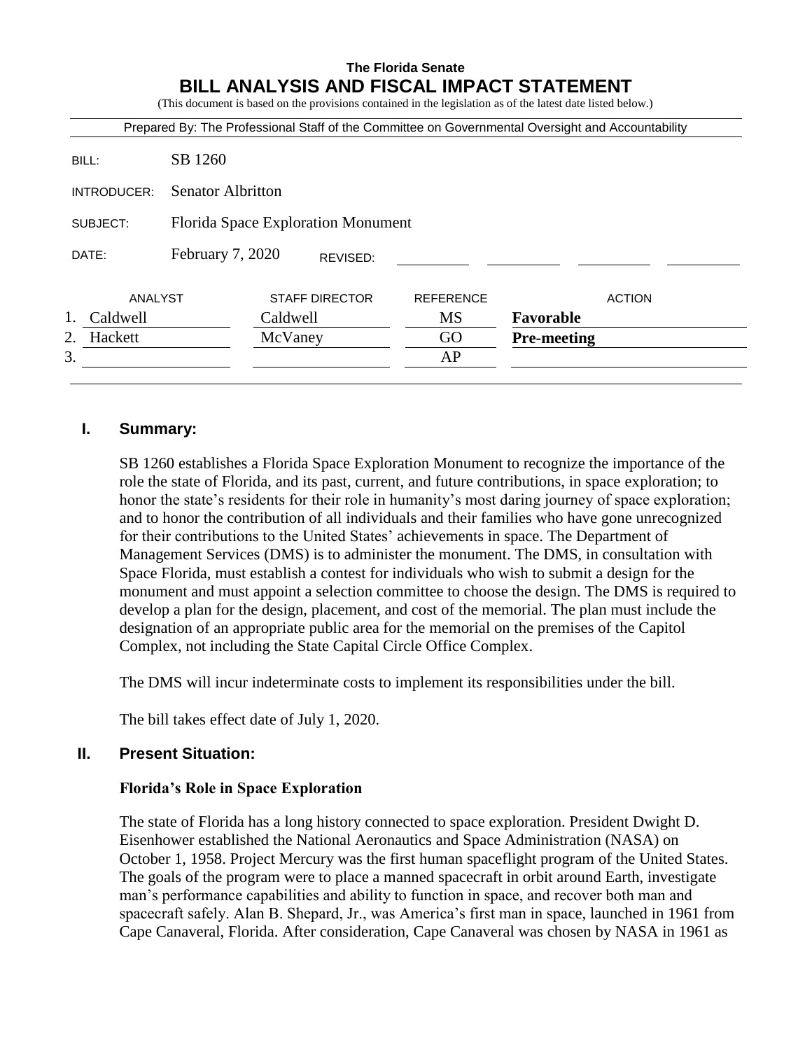**The Florida Senate**

# BILL ANALYSIS AND FISCAL IMPACT STATEMENT

(This document is based on the provisions contained in the legislation as of the latest date listed below.)

Prepared By: The Professional Staff of the Committee on Governmental Oversight and Accountability

BILL: SB 1260

INTRODUCER: Senator Albritton

SUBJECT: Florida Space Exploration Monument

DATE: February 7, 2020 REVISED:

| | ANALYST | STAFF DIRECTOR | REFERENCE | ACTION |
|---|---|---|---|---|
| 1. | Caldwell | Caldwell | MS | **Favorable** |
| 2. | Hackett | McVaney | GO | **Pre-meeting** |
| 3. | | | AP | |

## I. Summary:

SB 1260 establishes a Florida Space Exploration Monument to recognize the importance of the role the state of Florida, and its past, current, and future contributions, in space exploration; to honor the state's residents for their role in humanity's most daring journey of space exploration; and to honor the contribution of all individuals and their families who have gone unrecognized for their contributions to the United States' achievements in space. The Department of Management Services (DMS) is to administer the monument. The DMS, in consultation with Space Florida, must establish a contest for individuals who wish to submit a design for the monument and must appoint a selection committee to choose the design. The DMS is required to develop a plan for the design, placement, and cost of the memorial. The plan must include the designation of an appropriate public area for the memorial on the premises of the Capitol Complex, not including the State Capital Circle Office Complex.

The DMS will incur indeterminate costs to implement its responsibilities under the bill.

The bill takes effect date of July 1, 2020.

## II. Present Situation:

### Florida's Role in Space Exploration

The state of Florida has a long history connected to space exploration. President Dwight D. Eisenhower established the National Aeronautics and Space Administration (NASA) on October 1, 1958. Project Mercury was the first human spaceflight program of the United States. The goals of the program were to place a manned spacecraft in orbit around Earth, investigate man's performance capabilities and ability to function in space, and recover both man and spacecraft safely. Alan B. Shepard, Jr., was America's first man in space, launched in 1961 from Cape Canaveral, Florida. After consideration, Cape Canaveral was chosen by NASA in 1961 as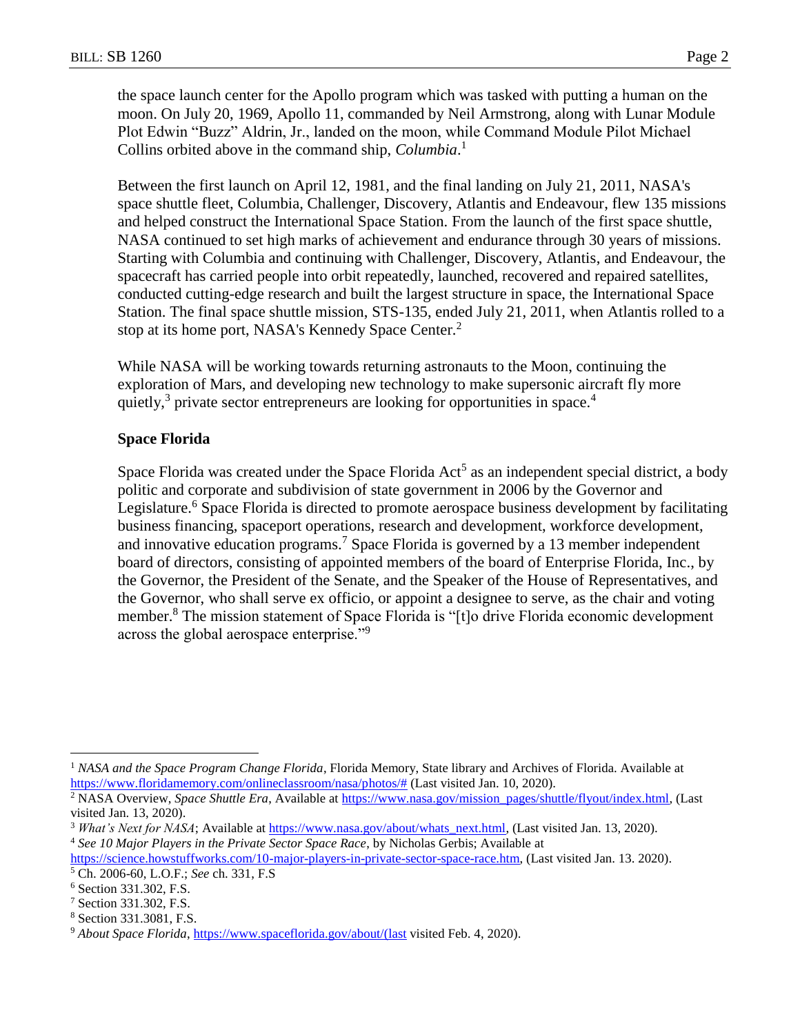the space launch center for the Apollo program which was tasked with putting a human on the moon. On July 20, 1969, Apollo 11, commanded by Neil Armstrong, along with Lunar Module Plot Edwin "Buzz" Aldrin, Jr., landed on the moon, while Command Module Pilot Michael Collins orbited above in the command ship, *Columbia*.[1]

Between the first launch on April 12, 1981, and the final landing on July 21, 2011, NASA's space shuttle fleet, Columbia, Challenger, Discovery, Atlantis and Endeavour, flew 135 missions and helped construct the International Space Station. From the launch of the first space shuttle, NASA continued to set high marks of achievement and endurance through 30 years of missions. Starting with Columbia and continuing with Challenger, Discovery, Atlantis, and Endeavour, the spacecraft has carried people into orbit repeatedly, launched, recovered and repaired satellites, conducted cutting-edge research and built the largest structure in space, the International Space Station. The final space shuttle mission, STS-135, ended July 21, 2011, when Atlantis rolled to a stop at its home port, NASA's Kennedy Space Center.[2]

While NASA will be working towards returning astronauts to the Moon, continuing the exploration of Mars, and developing new technology to make supersonic aircraft fly more quietly,[3] private sector entrepreneurs are looking for opportunities in space.[4]

**Space Florida**

Space Florida was created under the Space Florida Act[5] as an independent special district, a body politic and corporate and subdivision of state government in 2006 by the Governor and Legislature.[6] Space Florida is directed to promote aerospace business development by facilitating business financing, spaceport operations, research and development, workforce development, and innovative education programs.[7] Space Florida is governed by a 13 member independent board of directors, consisting of appointed members of the board of Enterprise Florida, Inc., by the Governor, the President of the Senate, and the Speaker of the House of Representatives, and the Governor, who shall serve ex officio, or appoint a designee to serve, as the chair and voting member.[8] The mission statement of Space Florida is "[t]o drive Florida economic development across the global aerospace enterprise."[9]

---

[1] *NASA and the Space Program Change Florida*, Florida Memory, State library and Archives of Florida. Available at https://www.floridamemory.com/onlineclassroom/nasa/photos/# (Last visited Jan. 10, 2020).

[2] NASA Overview, *Space Shuttle Era*, Available at https://www.nasa.gov/mission_pages/shuttle/flyout/index.html, (Last visited Jan. 13, 2020).

[3] *What's Next for NASA*; Available at https://www.nasa.gov/about/whats_next.html, (Last visited Jan. 13, 2020).

[4] *See 10 Major Players in the Private Sector Space Race*, by Nicholas Gerbis; Available at https://science.howstuffworks.com/10-major-players-in-private-sector-space-race.htm, (Last visited Jan. 13. 2020).

[5] Ch. 2006-60, L.O.F.; *See* ch. 331, F.S

[6] Section 331.302, F.S.

[7] Section 331.302, F.S.

[8] Section 331.3081, F.S.

[9] *About Space Florida*, https://www.spaceflorida.gov/about/(last visited Feb. 4, 2020).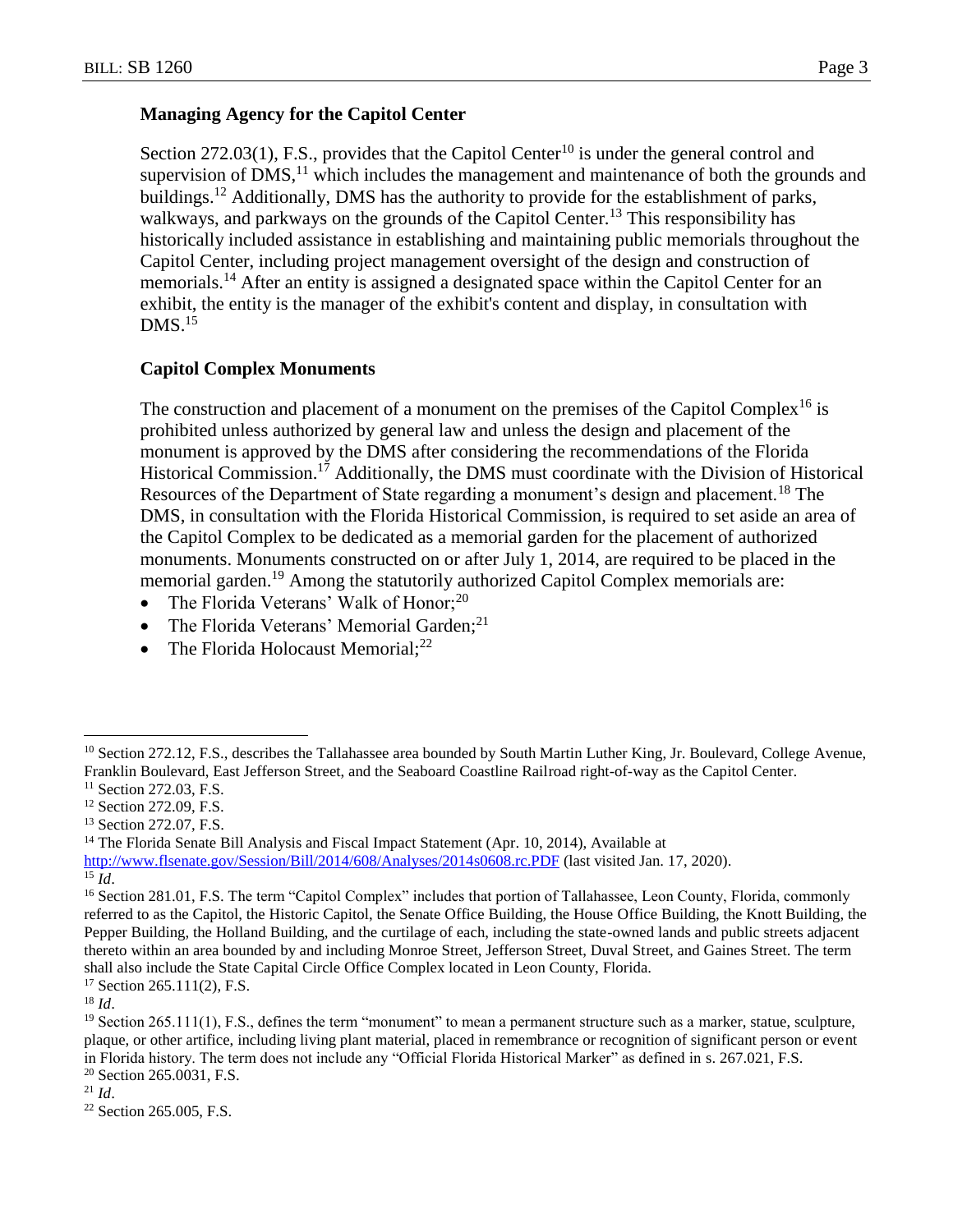### Managing Agency for the Capitol Center

Section 272.03(1), F.S., provides that the Capitol Center[10] is under the general control and supervision of DMS,[11] which includes the management and maintenance of both the grounds and buildings.[12] Additionally, DMS has the authority to provide for the establishment of parks, walkways, and parkways on the grounds of the Capitol Center.[13] This responsibility has historically included assistance in establishing and maintaining public memorials throughout the Capitol Center, including project management oversight of the design and construction of memorials.[14] After an entity is assigned a designated space within the Capitol Center for an exhibit, the entity is the manager of the exhibit's content and display, in consultation with DMS.[15]

### Capitol Complex Monuments

The construction and placement of a monument on the premises of the Capitol Complex[16] is prohibited unless authorized by general law and unless the design and placement of the monument is approved by the DMS after considering the recommendations of the Florida Historical Commission.[17] Additionally, the DMS must coordinate with the Division of Historical Resources of the Department of State regarding a monument's design and placement.[18] The DMS, in consultation with the Florida Historical Commission, is required to set aside an area of the Capitol Complex to be dedicated as a memorial garden for the placement of authorized monuments. Monuments constructed on or after July 1, 2014, are required to be placed in the memorial garden.[19] Among the statutorily authorized Capitol Complex memorials are:

- The Florida Veterans' Walk of Honor;[20]
- The Florida Veterans' Memorial Garden;[21]
- The Florida Holocaust Memorial;[22]

---

[10] Section 272.12, F.S., describes the Tallahassee area bounded by South Martin Luther King, Jr. Boulevard, College Avenue, Franklin Boulevard, East Jefferson Street, and the Seaboard Coastline Railroad right-of-way as the Capitol Center.

[11] Section 272.03, F.S.

[12] Section 272.09, F.S.

[13] Section 272.07, F.S.

[14] The Florida Senate Bill Analysis and Fiscal Impact Statement (Apr. 10, 2014), Available at http://www.flsenate.gov/Session/Bill/2014/608/Analyses/2014s0608.rc.PDF (last visited Jan. 17, 2020).

[15] *Id*.

[16] Section 281.01, F.S. The term "Capitol Complex" includes that portion of Tallahassee, Leon County, Florida, commonly referred to as the Capitol, the Historic Capitol, the Senate Office Building, the House Office Building, the Knott Building, the Pepper Building, the Holland Building, and the curtilage of each, including the state-owned lands and public streets adjacent thereto within an area bounded by and including Monroe Street, Jefferson Street, Duval Street, and Gaines Street. The term shall also include the State Capital Circle Office Complex located in Leon County, Florida.

[17] Section 265.111(2), F.S.

[18] *Id*.

[19] Section 265.111(1), F.S., defines the term "monument" to mean a permanent structure such as a marker, statue, sculpture, plaque, or other artifice, including living plant material, placed in remembrance or recognition of significant person or event in Florida history. The term does not include any "Official Florida Historical Marker" as defined in s. 267.021, F.S.

[20] Section 265.0031, F.S.

[21] *Id*.

[22] Section 265.005, F.S.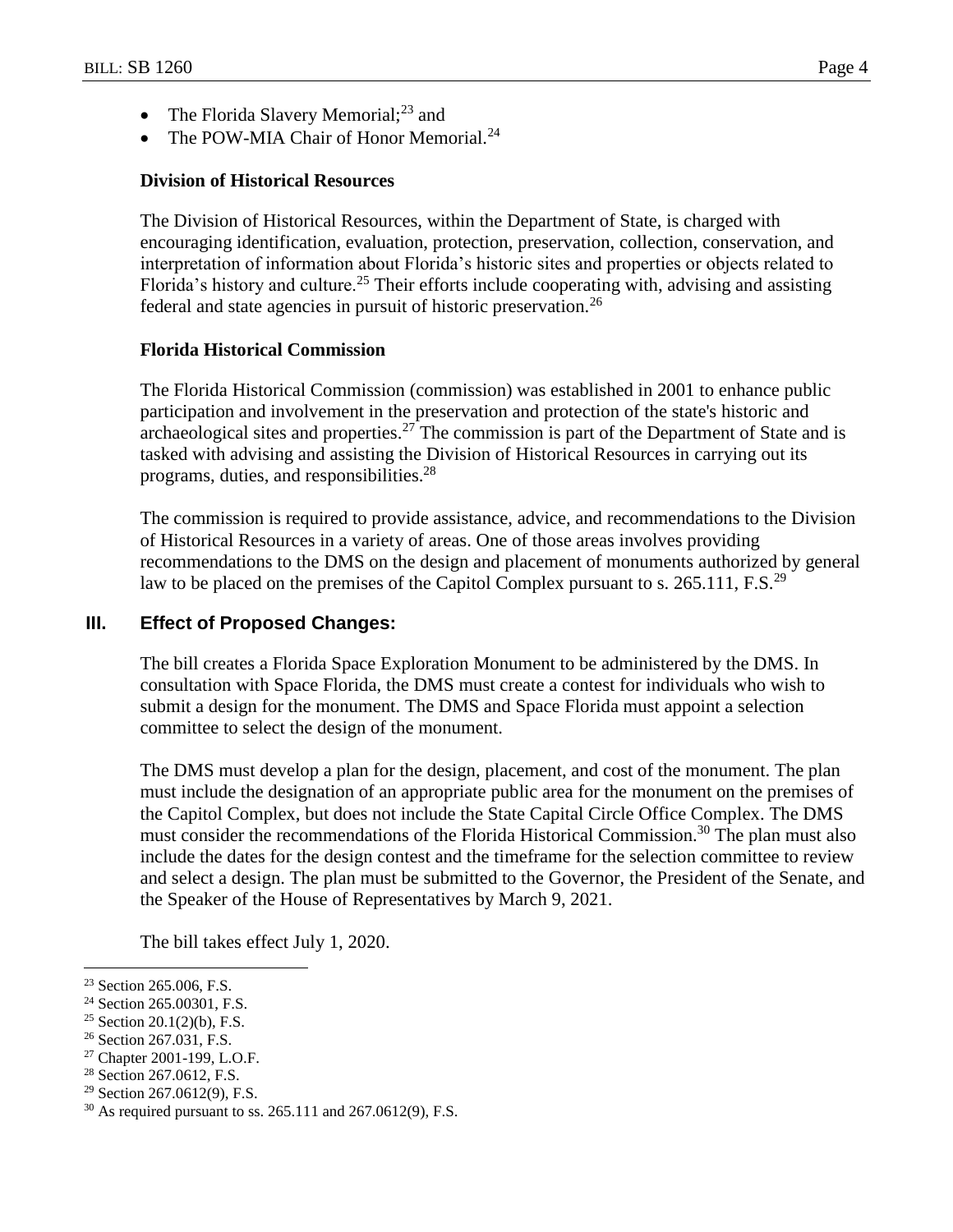- The Florida Slavery Memorial;[23] and
- The POW-MIA Chair of Honor Memorial.[24]

**Division of Historical Resources**

The Division of Historical Resources, within the Department of State, is charged with encouraging identification, evaluation, protection, preservation, collection, conservation, and interpretation of information about Florida's historic sites and properties or objects related to Florida's history and culture.[25] Their efforts include cooperating with, advising and assisting federal and state agencies in pursuit of historic preservation.[26]

**Florida Historical Commission**

The Florida Historical Commission (commission) was established in 2001 to enhance public participation and involvement in the preservation and protection of the state's historic and archaeological sites and properties.[27] The commission is part of the Department of State and is tasked with advising and assisting the Division of Historical Resources in carrying out its programs, duties, and responsibilities.[28]

The commission is required to provide assistance, advice, and recommendations to the Division of Historical Resources in a variety of areas. One of those areas involves providing recommendations to the DMS on the design and placement of monuments authorized by general law to be placed on the premises of the Capitol Complex pursuant to s. 265.111, F.S.[29]

## III. Effect of Proposed Changes:

The bill creates a Florida Space Exploration Monument to be administered by the DMS. In consultation with Space Florida, the DMS must create a contest for individuals who wish to submit a design for the monument. The DMS and Space Florida must appoint a selection committee to select the design of the monument.

The DMS must develop a plan for the design, placement, and cost of the monument. The plan must include the designation of an appropriate public area for the monument on the premises of the Capitol Complex, but does not include the State Capital Circle Office Complex. The DMS must consider the recommendations of the Florida Historical Commission.[30] The plan must also include the dates for the design contest and the timeframe for the selection committee to review and select a design. The plan must be submitted to the Governor, the President of the Senate, and the Speaker of the House of Representatives by March 9, 2021.

The bill takes effect July 1, 2020.

---

[23] Section 265.006, F.S.
[24] Section 265.00301, F.S.
[25] Section 20.1(2)(b), F.S.
[26] Section 267.031, F.S.
[27] Chapter 2001-199, L.O.F.
[28] Section 267.0612, F.S.
[29] Section 267.0612(9), F.S.
[30] As required pursuant to ss. 265.111 and 267.0612(9), F.S.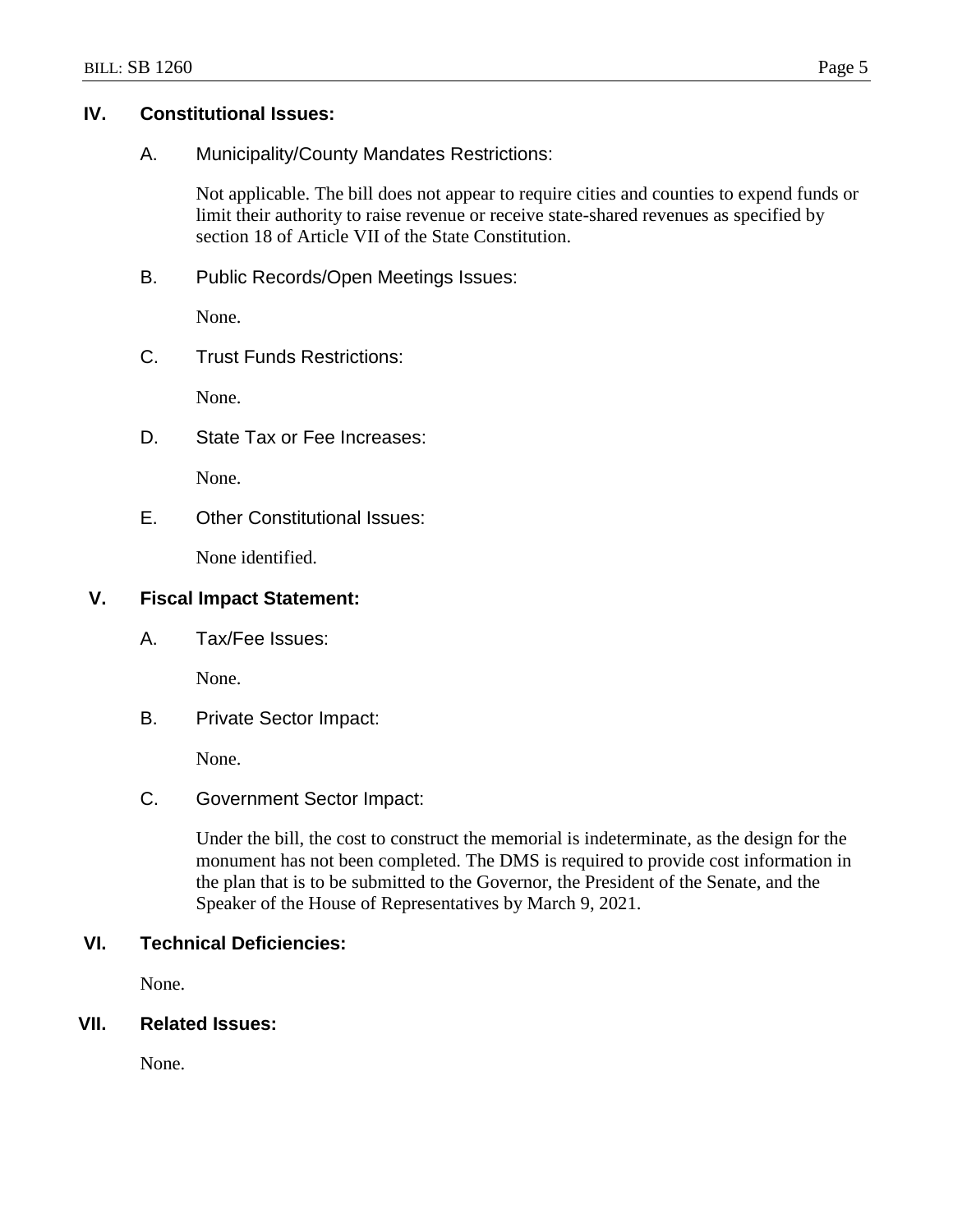## IV. Constitutional Issues:

### A. Municipality/County Mandates Restrictions:

Not applicable. The bill does not appear to require cities and counties to expend funds or limit their authority to raise revenue or receive state-shared revenues as specified by section 18 of Article VII of the State Constitution.

### B. Public Records/Open Meetings Issues:

None.

### C. Trust Funds Restrictions:

None.

### D. State Tax or Fee Increases:

None.

### E. Other Constitutional Issues:

None identified.

## V. Fiscal Impact Statement:

### A. Tax/Fee Issues:

None.

### B. Private Sector Impact:

None.

### C. Government Sector Impact:

Under the bill, the cost to construct the memorial is indeterminate, as the design for the monument has not been completed. The DMS is required to provide cost information in the plan that is to be submitted to the Governor, the President of the Senate, and the Speaker of the House of Representatives by March 9, 2021.

## VI. Technical Deficiencies:

None.

## VII. Related Issues:

None.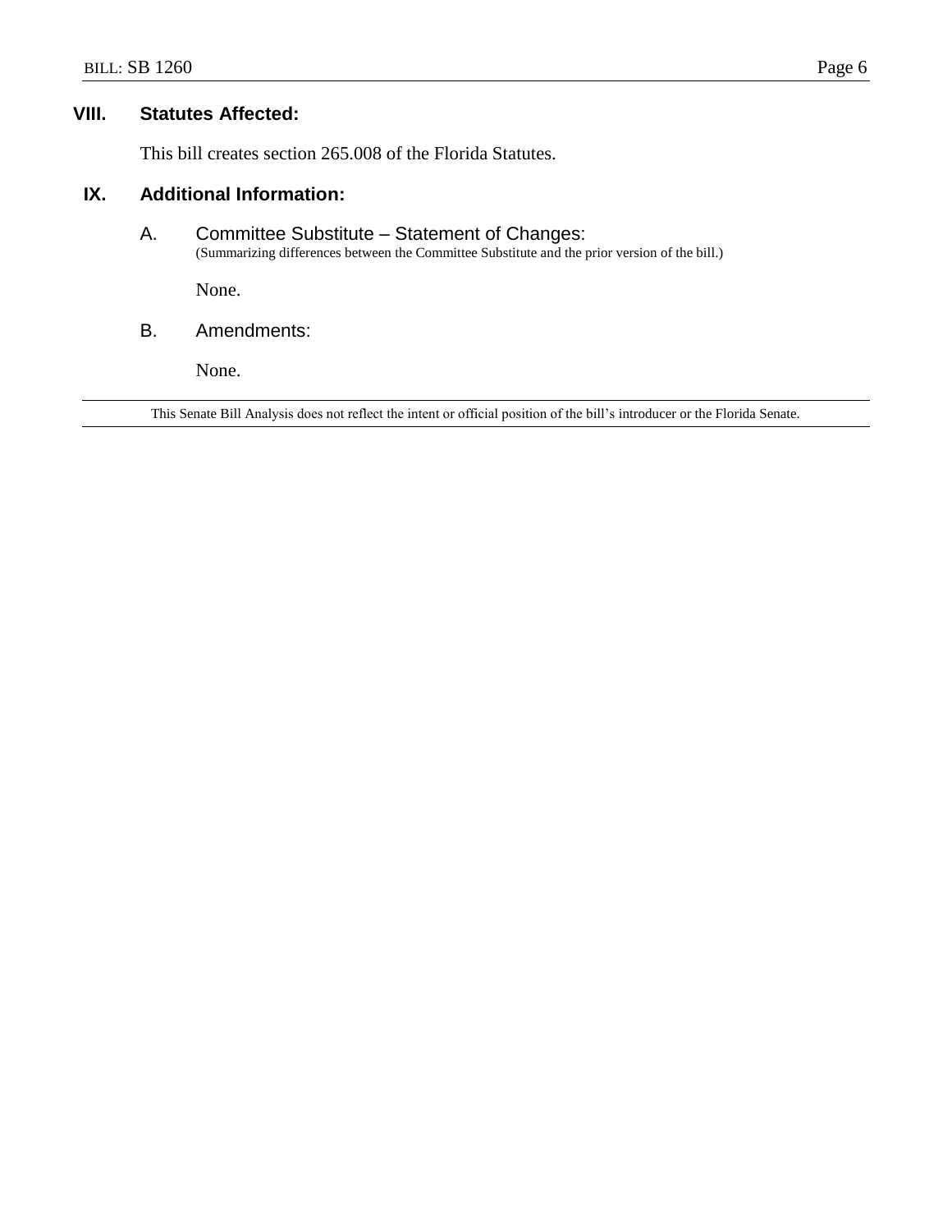## VIII. Statutes Affected:

This bill creates section 265.008 of the Florida Statutes.

## IX. Additional Information:

### A. Committee Substitute – Statement of Changes:

(Summarizing differences between the Committee Substitute and the prior version of the bill.)

None.

### B. Amendments:

None.

---

This Senate Bill Analysis does not reflect the intent or official position of the bill's introducer or the Florida Senate.

---